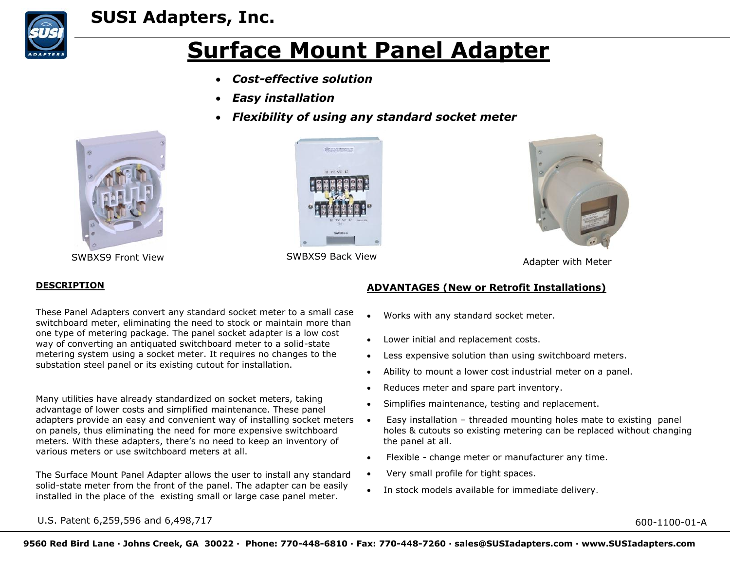# SUSI Adapters, Inc.

## Surface Mount Panel Adapter

- ***Cost-effective solution***
- ***Easy installation***
- ***Flexibility of using any standard socket meter***

SWBXS9 Front View

SWBXS9 Back View

Adapter with Meter

### DESCRIPTION

These Panel Adapters convert any standard socket meter to a small case switchboard meter, eliminating the need to stock or maintain more than one type of metering package. The panel socket adapter is a low cost way of converting an antiquated switchboard meter to a solid-state metering system using a socket meter. It requires no changes to the substation steel panel or its existing cutout for installation.

Many utilities have already standardized on socket meters, taking advantage of lower costs and simplified maintenance. These panel adapters provide an easy and convenient way of installing socket meters on panels, thus eliminating the need for more expensive switchboard meters. With these adapters, there's no need to keep an inventory of various meters or use switchboard meters at all.

The Surface Mount Panel Adapter allows the user to install any standard solid-state meter from the front of the panel. The adapter can be easily installed in the place of the existing small or large case panel meter.

### ADVANTAGES (New or Retrofit Installations)

- Works with any standard socket meter.
- Lower initial and replacement costs.
- Less expensive solution than using switchboard meters.
- Ability to mount a lower cost industrial meter on a panel.
- Reduces meter and spare part inventory.
- Simplifies maintenance, testing and replacement.
- Easy installation – threaded mounting holes mate to existing panel holes & cutouts so existing metering can be replaced without changing the panel at all.
- Flexible - change meter or manufacturer any time.
- Very small profile for tight spaces.
- In stock models available for immediate delivery.

U.S. Patent 6,259,596 and 6,498,717

600-1100-01-A

**9560 Red Bird Lane · Johns Creek, GA 30022 · Phone: 770-448-6810 · Fax: 770-448-7260 · sales@SUSIadapters.com · www.SUSIadapters.com**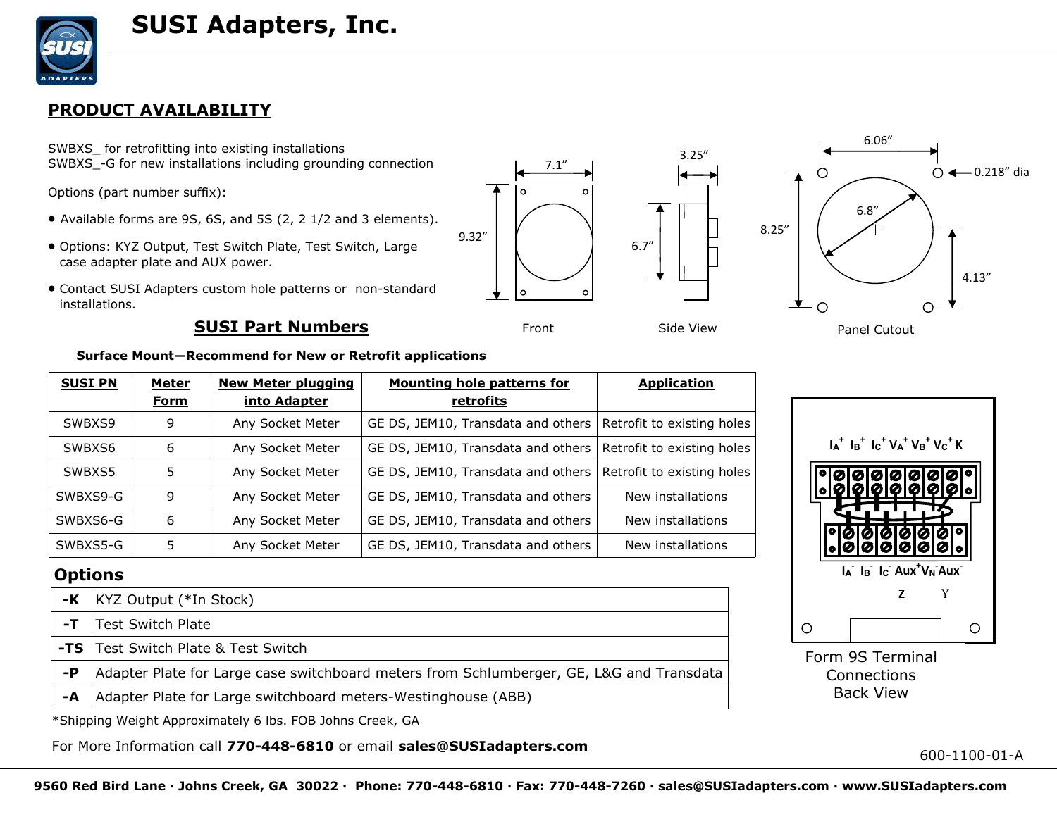# SUSI Adapters, Inc.

## PRODUCT AVAILABILITY

SWBXS_ for retrofitting into existing installations
SWBXS_-G for new installations including grounding connection

Options (part number suffix):

- Available forms are 9S, 6S, and 5S (2, 2 1/2 and 3 elements).
- Options: KYZ Output, Test Switch Plate, Test Switch, Large case adapter plate and AUX power.
- Contact SUSI Adapters custom hole patterns or non-standard installations.

7.1”
9.32”
Front

3.25”
6.7”
Side View

6.06”
0.218” dia
8.25”
6.8”
4.13”
Panel Cutout

## SUSI Part Numbers

**Surface Mount—Recommend for New or Retrofit applications**

| SUSI PN | Meter Form | New Meter plugging into Adapter | Mounting hole patterns for retrofits | Application |
|---|---|---|---|---|
| SWBXS9 | 9 | Any Socket Meter | GE DS, JEM10, Transdata and others | Retrofit to existing holes |
| SWBXS6 | 6 | Any Socket Meter | GE DS, JEM10, Transdata and others | Retrofit to existing holes |
| SWBXS5 | 5 | Any Socket Meter | GE DS, JEM10, Transdata and others | Retrofit to existing holes |
| SWBXS9-G | 9 | Any Socket Meter | GE DS, JEM10, Transdata and others | New installations |
| SWBXS6-G | 6 | Any Socket Meter | GE DS, JEM10, Transdata and others | New installations |
| SWBXS5-G | 5 | Any Socket Meter | GE DS, JEM10, Transdata and others | New installations |

## Options

| | |
|---|---|
| **-K** | KYZ Output (*In Stock) |
| **-T** | Test Switch Plate |
| **-TS** | Test Switch Plate & Test Switch |
| **-P** | Adapter Plate for Large case switchboard meters from Schlumberger, GE, L&G and Transdata |
| **-A** | Adapter Plate for Large switchboard meters-Westinghouse (ABB) |

*Shipping Weight Approximately 6 lbs. FOB Johns Creek, GA

$I_A^+$ $I_B^+$ $I_C^+$ $V_A^+$ $V_B^+$ $V_C^+$ K

$I_A^-$ $I_B^-$ $I_C^-$ $Aux^+$ $V_N^-$ $Aux^-$

Z Y

Form 9S Terminal Connections Back View

For More Information call **770-448-6810** or email **sales@SUSIadapters.com**

600-1100-01-A

**9560 Red Bird Lane · Johns Creek, GA 30022 · Phone: 770-448-6810 · Fax: 770-448-7260 · sales@SUSIadapters.com · www.SUSIadapters.com**